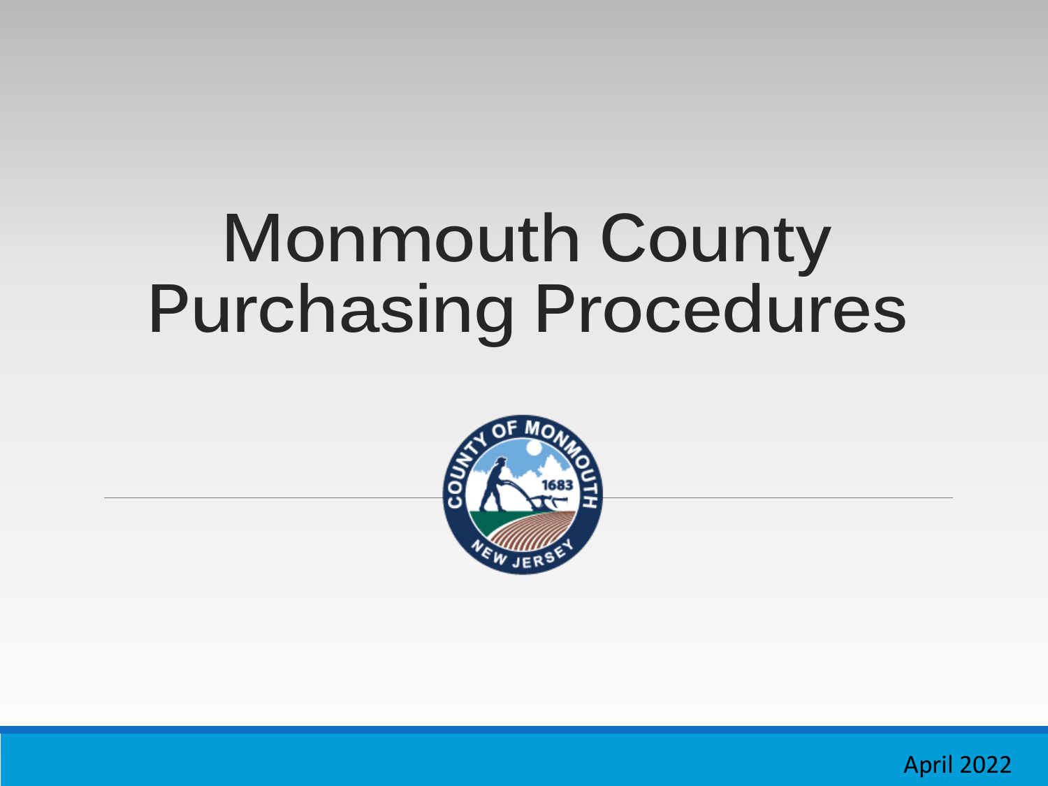# Monmouth County Purchasing Procedures

April 2022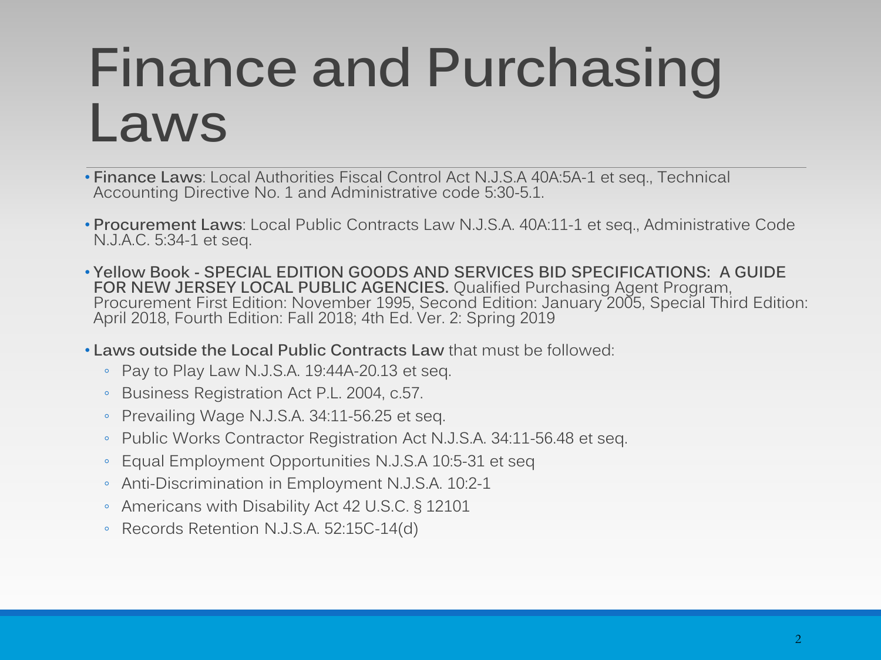# Finance and Purchasing Laws

- **Finance Laws**: Local Authorities Fiscal Control Act N.J.S.A 40A:5A-1 et seq., Technical Accounting Directive No. 1 and Administrative code 5:30-5.1.
- **Procurement Laws**: Local Public Contracts Law N.J.S.A. 40A:11-1 et seq., Administrative Code N.J.A.C. 5:34-1 et seq.
- **Yellow Book - SPECIAL EDITION GOODS AND SERVICES BID SPECIFICATIONS: A GUIDE FOR NEW JERSEY LOCAL PUBLIC AGENCIES.** Qualified Purchasing Agent Program, Procurement First Edition: November 1995, Second Edition: January 2005, Special Third Edition: April 2018, Fourth Edition: Fall 2018; 4th Ed. Ver. 2: Spring 2019
- **Laws outside the Local Public Contracts Law** that must be followed:
  - Pay to Play Law N.J.S.A. 19:44A-20.13 et seq.
  - Business Registration Act P.L. 2004, c.57.
  - Prevailing Wage N.J.S.A. 34:11-56.25 et seq.
  - Public Works Contractor Registration Act N.J.S.A. 34:11-56.48 et seq.
  - Equal Employment Opportunities N.J.S.A 10:5-31 et seq
  - Anti-Discrimination in Employment N.J.S.A. 10:2-1
  - Americans with Disability Act 42 U.S.C. § 12101
  - Records Retention N.J.S.A. 52:15C-14(d)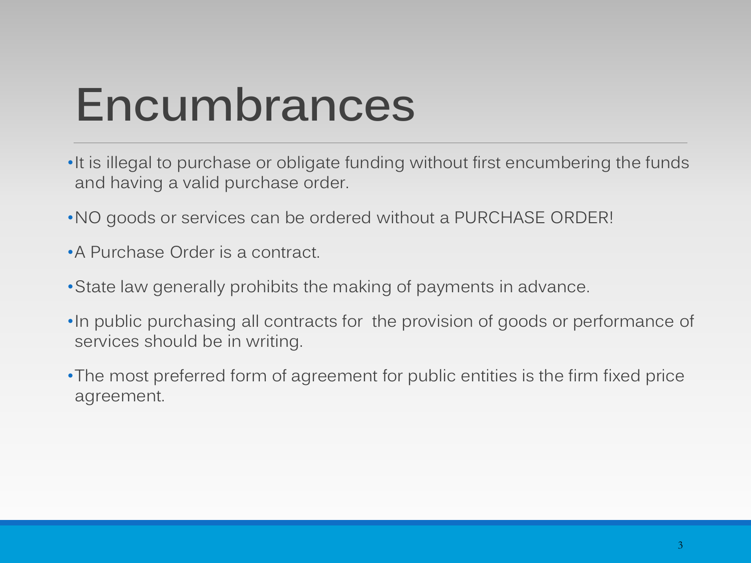# Encumbrances

- It is illegal to purchase or obligate funding without first encumbering the funds and having a valid purchase order.
- NO goods or services can be ordered without a PURCHASE ORDER!
- A Purchase Order is a contract.
- State law generally prohibits the making of payments in advance.
- In public purchasing all contracts for the provision of goods or performance of services should be in writing.
- The most preferred form of agreement for public entities is the firm fixed price agreement.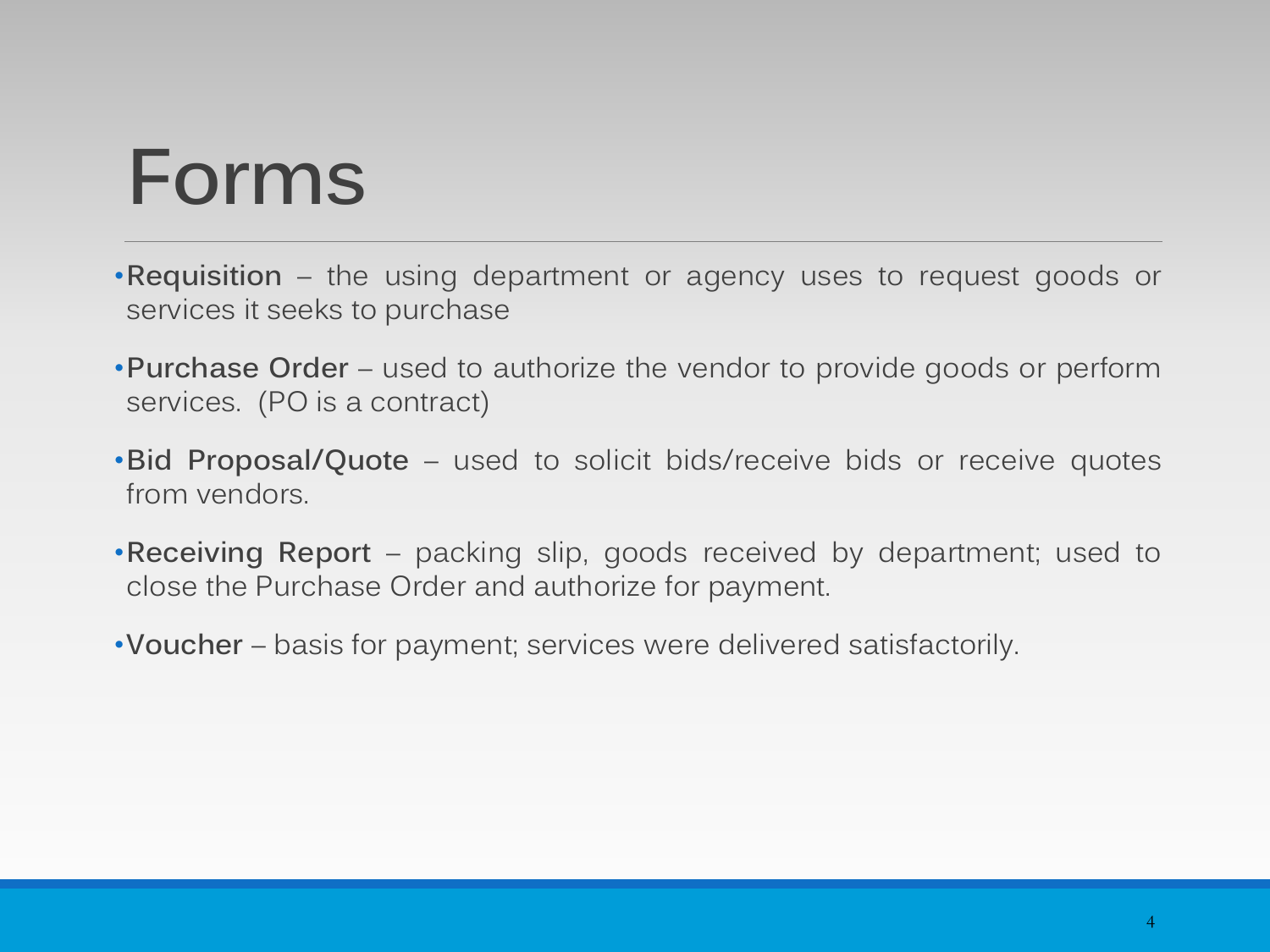# Forms

- **Requisition** – the using department or agency uses to request goods or services it seeks to purchase
- **Purchase Order** – used to authorize the vendor to provide goods or perform services. (PO is a contract)
- **Bid Proposal/Quote** – used to solicit bids/receive bids or receive quotes from vendors.
- **Receiving Report** – packing slip, goods received by department; used to close the Purchase Order and authorize for payment.
- **Voucher** – basis for payment; services were delivered satisfactorily.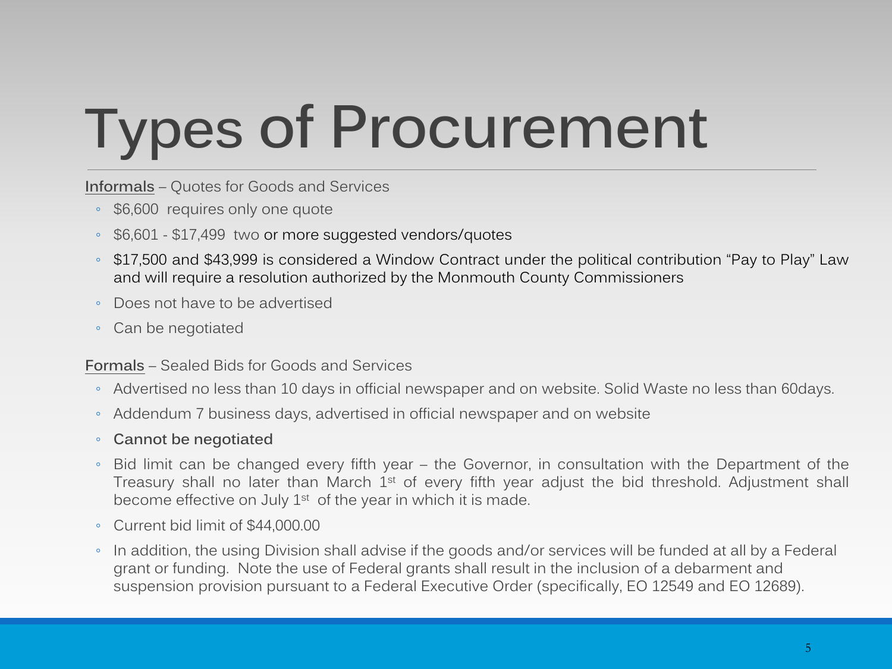# Types of Procurement

Informals – Quotes for Goods and Services

- $6,600  requires only one quote
- $6,601 - $17,499  two or more suggested vendors/quotes
- $17,500 and $43,999 is considered a Window Contract under the political contribution "Pay to Play" Law and will require a resolution authorized by the Monmouth County Commissioners
- Does not have to be advertised
- Can be negotiated

Formals – Sealed Bids for Goods and Services

- Advertised no less than 10 days in official newspaper and on website. Solid Waste no less than 60days.
- Addendum 7 business days, advertised in official newspaper and on website
- **Cannot be negotiated**
- Bid limit can be changed every fifth year – the Governor, in consultation with the Department of the Treasury shall no later than March 1st of every fifth year adjust the bid threshold. Adjustment shall become effective on July 1st  of the year in which it is made.
- Current bid limit of $44,000.00
- In addition, the using Division shall advise if the goods and/or services will be funded at all by a Federal grant or funding.  Note the use of Federal grants shall result in the inclusion of a debarment and suspension provision pursuant to a Federal Executive Order (specifically, EO 12549 and EO 12689).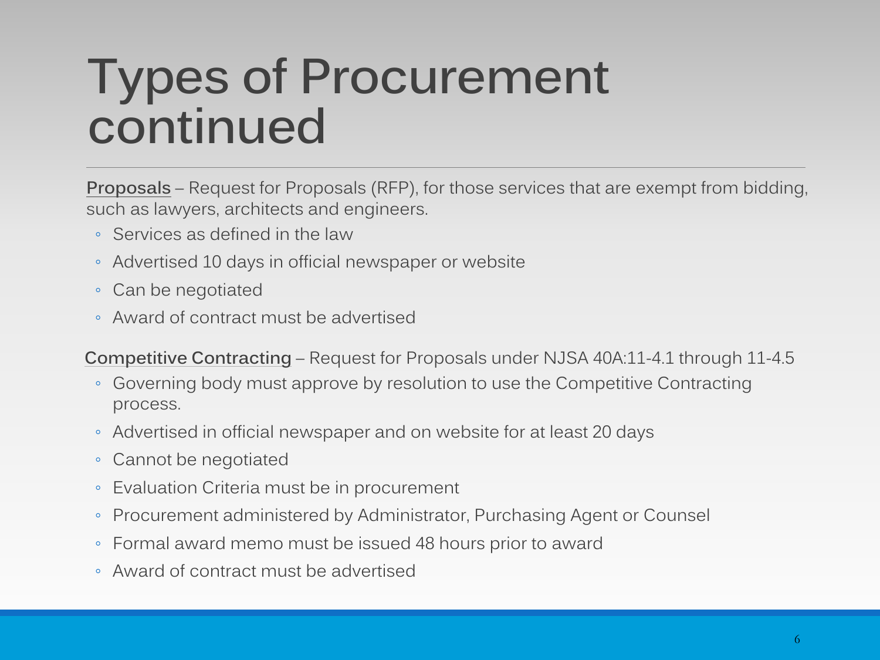# Types of Procurement continued

**Proposals** – Request for Proposals (RFP), for those services that are exempt from bidding, such as lawyers, architects and engineers.

- Services as defined in the law
- Advertised 10 days in official newspaper or website
- Can be negotiated
- Award of contract must be advertised

**Competitive Contracting** – Request for Proposals under NJSA 40A:11-4.1 through 11-4.5

- Governing body must approve by resolution to use the Competitive Contracting process.
- Advertised in official newspaper and on website for at least 20 days
- Cannot be negotiated
- Evaluation Criteria must be in procurement
- Procurement administered by Administrator, Purchasing Agent or Counsel
- Formal award memo must be issued 48 hours prior to award
- Award of contract must be advertised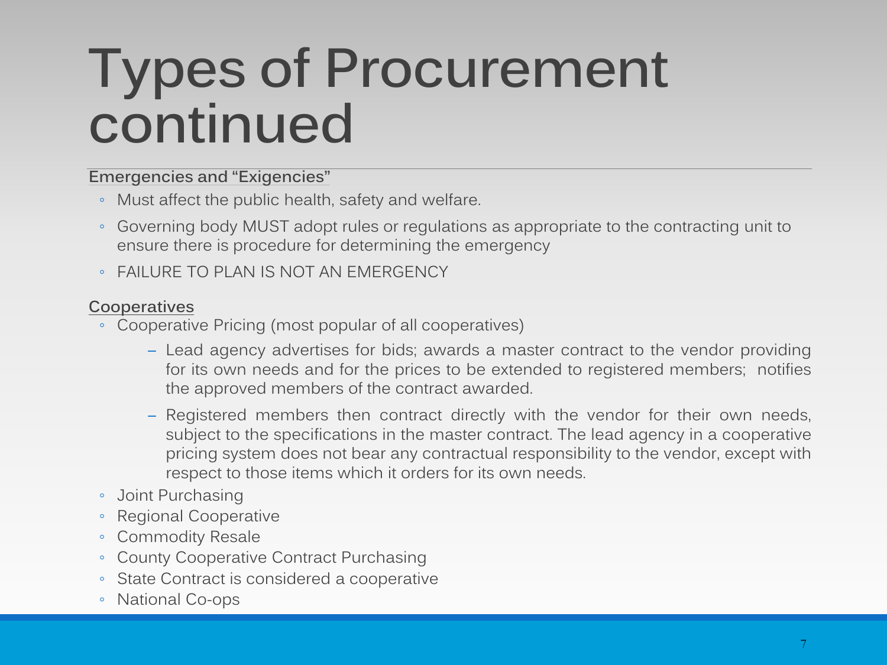# Types of Procurement continued

**Emergencies and "Exigencies"**

- Must affect the public health, safety and welfare.
- Governing body MUST adopt rules or regulations as appropriate to the contracting unit to ensure there is procedure for determining the emergency
- FAILURE TO PLAN IS NOT AN EMERGENCY

**Cooperatives**

- Cooperative Pricing (most popular of all cooperatives)
  - Lead agency advertises for bids; awards a master contract to the vendor providing for its own needs and for the prices to be extended to registered members; notifies the approved members of the contract awarded.
  - Registered members then contract directly with the vendor for their own needs, subject to the specifications in the master contract. The lead agency in a cooperative pricing system does not bear any contractual responsibility to the vendor, except with respect to those items which it orders for its own needs.
- Joint Purchasing
- Regional Cooperative
- Commodity Resale
- County Cooperative Contract Purchasing
- State Contract is considered a cooperative
- National Co-ops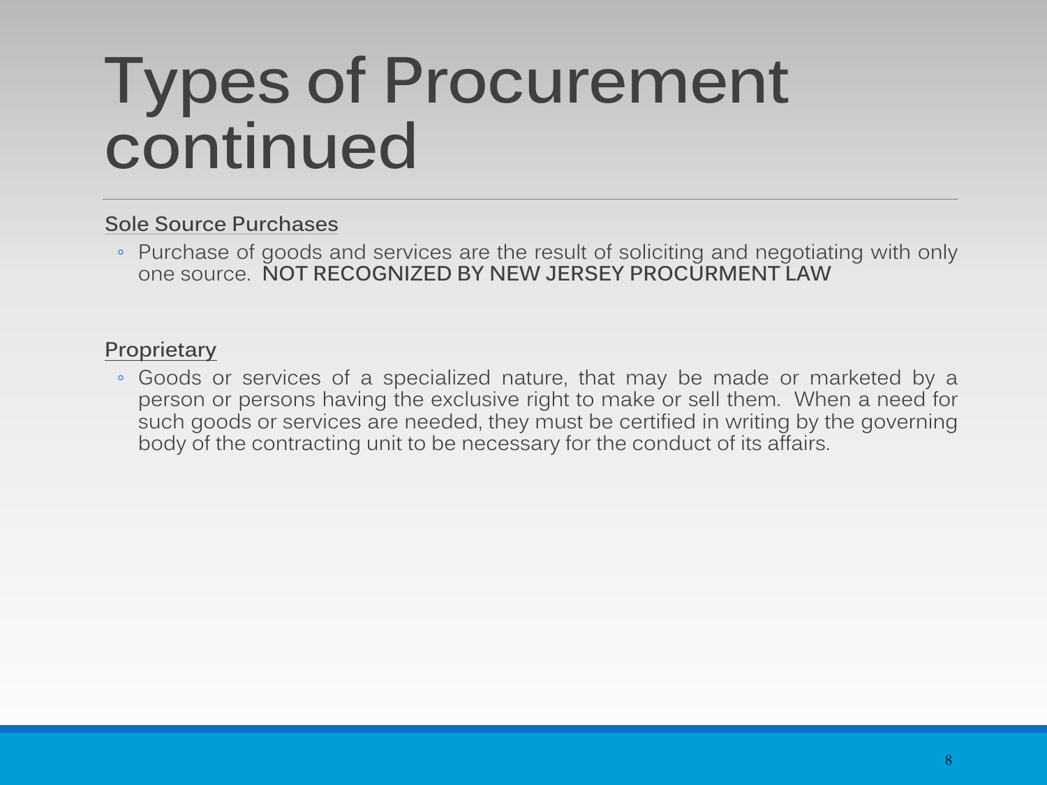# Types of Procurement continued

**Sole Source Purchases**

- Purchase of goods and services are the result of soliciting and negotiating with only one source. **NOT RECOGNIZED BY NEW JERSEY PROCURMENT LAW**

**Proprietary**

- Goods or services of a specialized nature, that may be made or marketed by a person or persons having the exclusive right to make or sell them. When a need for such goods or services are needed, they must be certified in writing by the governing body of the contracting unit to be necessary for the conduct of its affairs.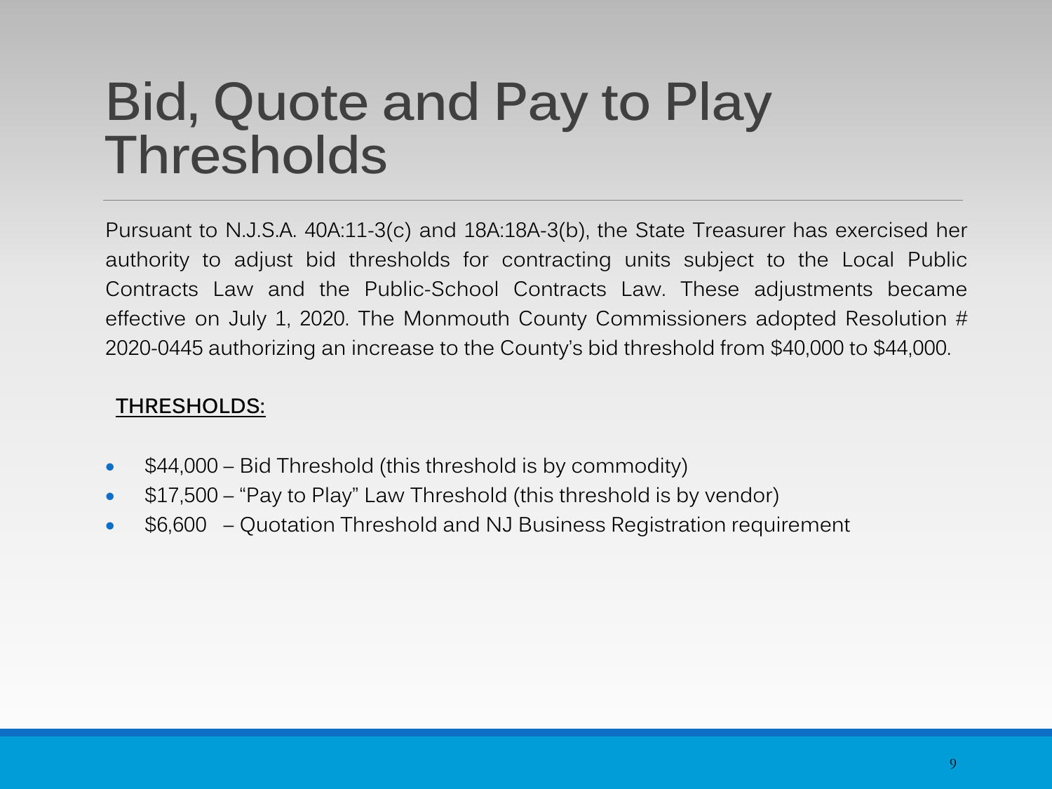# Bid, Quote and Pay to Play Thresholds

Pursuant to N.J.S.A. 40A:11-3(c) and 18A:18A-3(b), the State Treasurer has exercised her authority to adjust bid thresholds for contracting units subject to the Local Public Contracts Law and the Public-School Contracts Law. These adjustments became effective on July 1, 2020. The Monmouth County Commissioners adopted Resolution # 2020-0445 authorizing an increase to the County's bid threshold from $40,000 to $44,000.

**THRESHOLDS:**

- $44,000 – Bid Threshold (this threshold is by commodity)
- $17,500 – "Pay to Play" Law Threshold (this threshold is by vendor)
- $6,600 – Quotation Threshold and NJ Business Registration requirement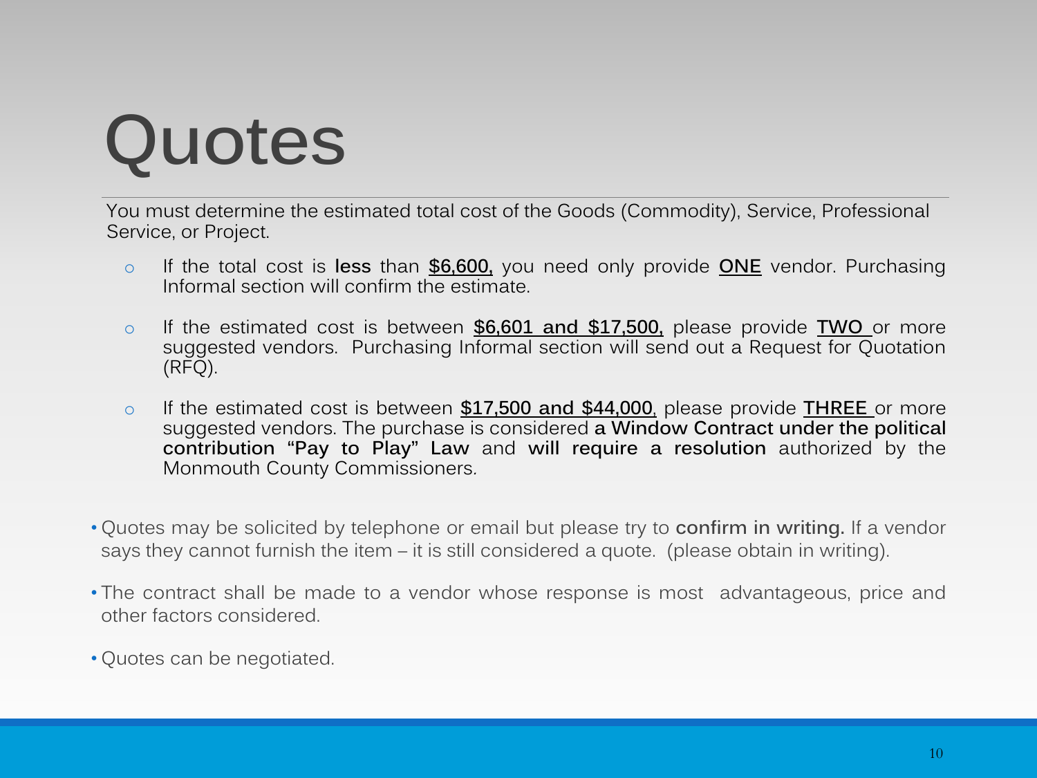# Quotes

You must determine the estimated total cost of the Goods (Commodity), Service, Professional Service, or Project.

- If the total cost is **less** than **$6,600,** you need only provide **ONE** vendor. Purchasing Informal section will confirm the estimate.
- If the estimated cost is between **$6,601 and $17,500,** please provide **TWO** or more suggested vendors. Purchasing Informal section will send out a Request for Quotation (RFQ).
- If the estimated cost is between **$17,500 and $44,000**, please provide **THREE** or more suggested vendors. The purchase is considered **a Window Contract under the political contribution "Pay to Play" Law** and **will require a resolution** authorized by the Monmouth County Commissioners.

- Quotes may be solicited by telephone or email but please try to **confirm in writing.** If a vendor says they cannot furnish the item – it is still considered a quote. (please obtain in writing).
- The contract shall be made to a vendor whose response is most advantageous, price and other factors considered.
- Quotes can be negotiated.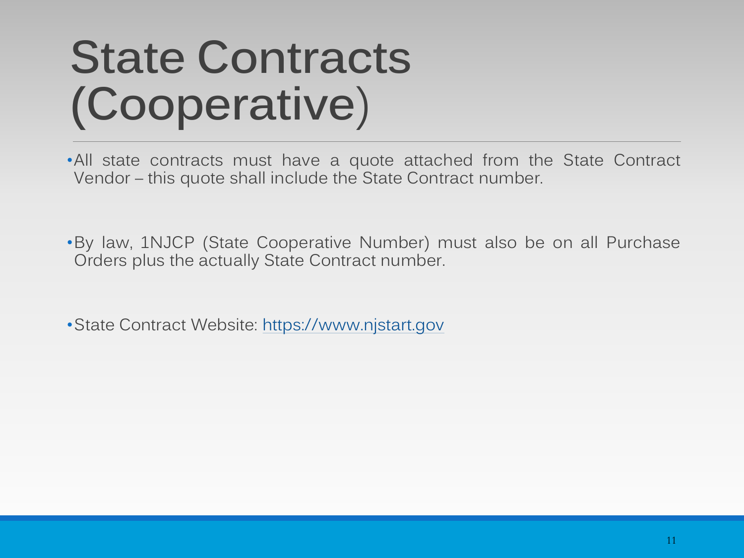# State Contracts (Cooperative)

- All state contracts must have a quote attached from the State Contract Vendor – this quote shall include the State Contract number.

- By law, 1NJCP (State Cooperative Number) must also be on all Purchase Orders plus the actually State Contract number.

- State Contract Website: https://www.njstart.gov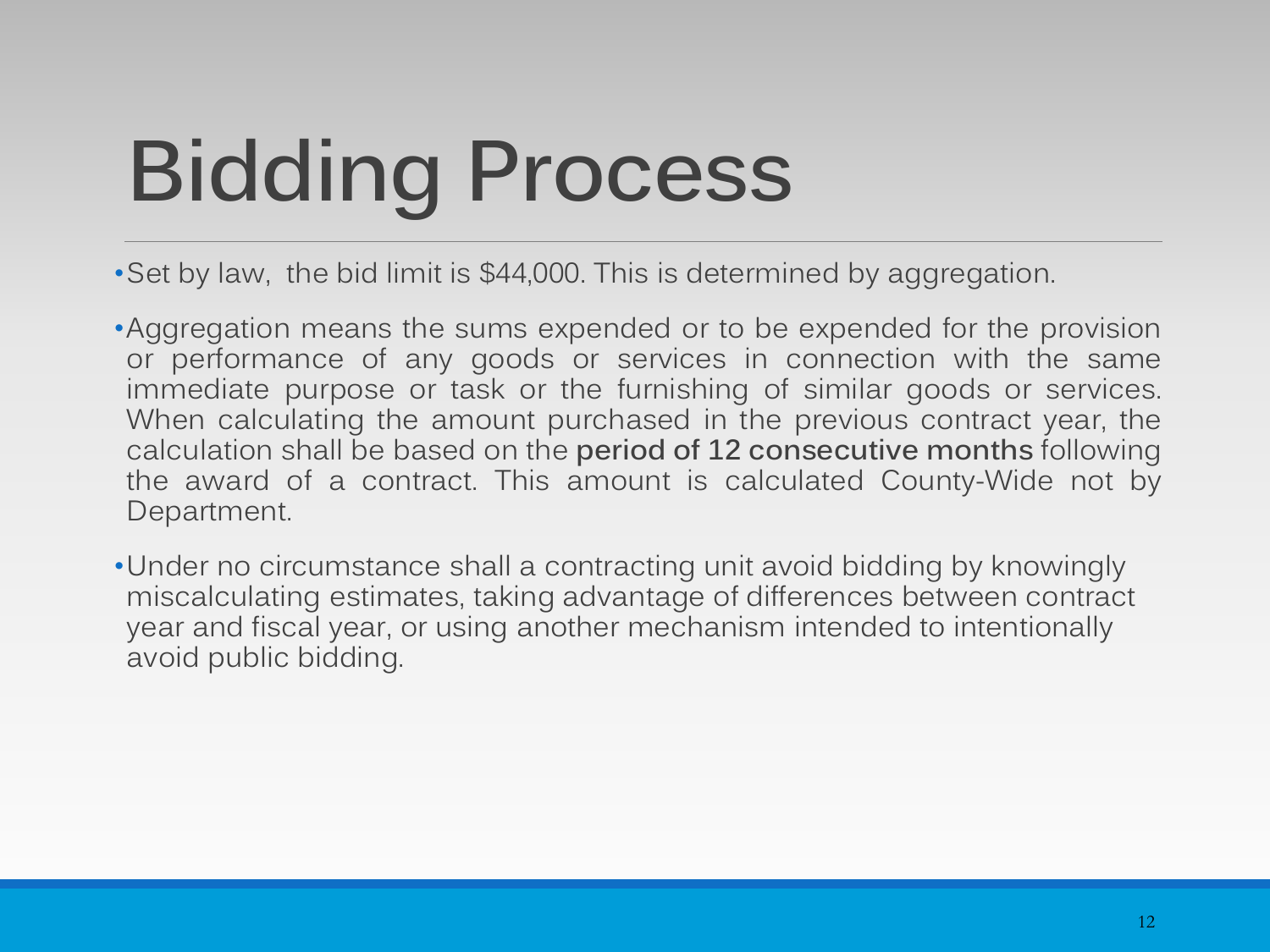# Bidding Process

- Set by law, the bid limit is $44,000. This is determined by aggregation.
- Aggregation means the sums expended or to be expended for the provision or performance of any goods or services in connection with the same immediate purpose or task or the furnishing of similar goods or services. When calculating the amount purchased in the previous contract year, the calculation shall be based on the **period of 12 consecutive months** following the award of a contract. This amount is calculated County-Wide not by Department.
- Under no circumstance shall a contracting unit avoid bidding by knowingly miscalculating estimates, taking advantage of differences between contract year and fiscal year, or using another mechanism intended to intentionally avoid public bidding.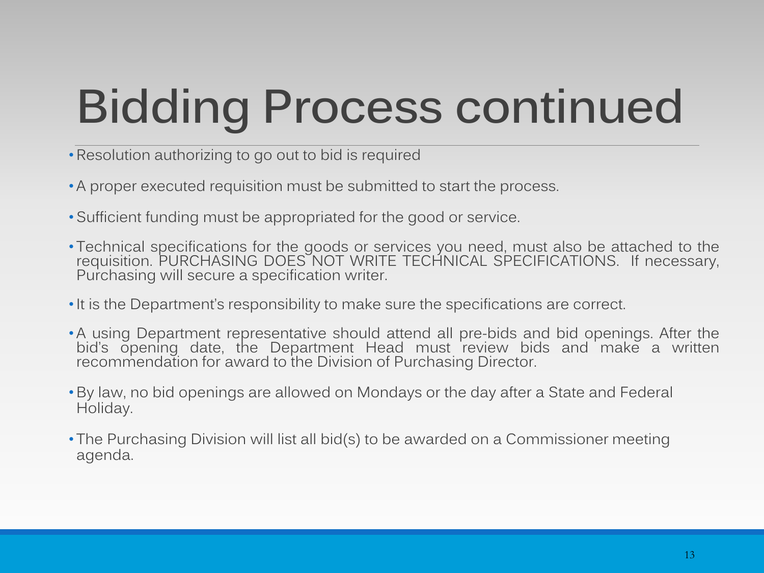# Bidding Process continued

- Resolution authorizing to go out to bid is required
- A proper executed requisition must be submitted to start the process.
- Sufficient funding must be appropriated for the good or service.
- Technical specifications for the goods or services you need, must also be attached to the requisition. PURCHASING DOES NOT WRITE TECHNICAL SPECIFICATIONS. If necessary, Purchasing will secure a specification writer.
- It is the Department's responsibility to make sure the specifications are correct.
- A using Department representative should attend all pre-bids and bid openings. After the bid's opening date, the Department Head must review bids and make a written recommendation for award to the Division of Purchasing Director.
- By law, no bid openings are allowed on Mondays or the day after a State and Federal Holiday.
- The Purchasing Division will list all bid(s) to be awarded on a Commissioner meeting agenda.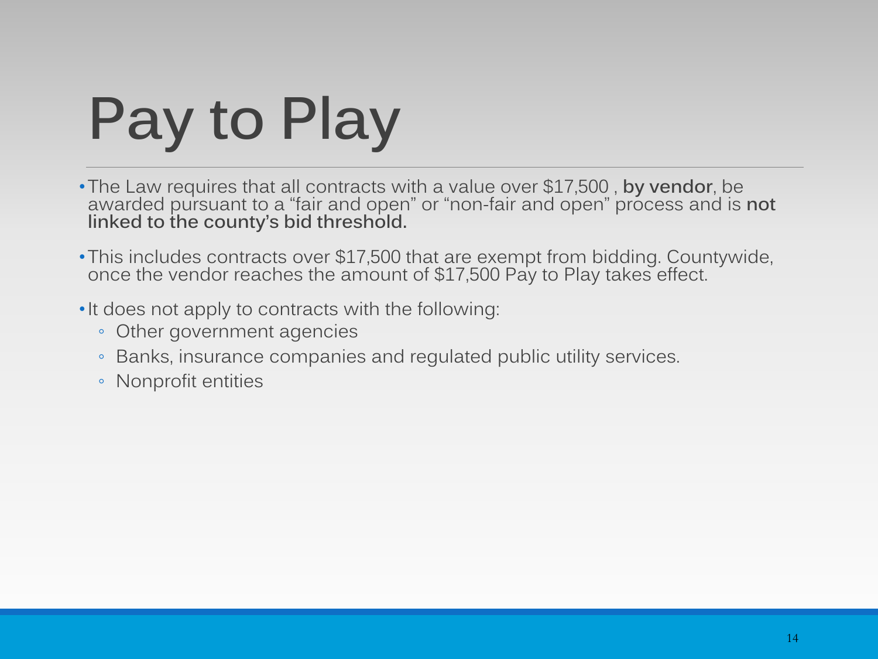# Pay to Play

- The Law requires that all contracts with a value over $17,500 , **by vendor**, be awarded pursuant to a “fair and open” or “non-fair and open” process and is **not linked to the county’s bid threshold.**
- This includes contracts over $17,500 that are exempt from bidding. Countywide, once the vendor reaches the amount of $17,500 Pay to Play takes effect.
- It does not apply to contracts with the following:
  - Other government agencies
  - Banks, insurance companies and regulated public utility services.
  - Nonprofit entities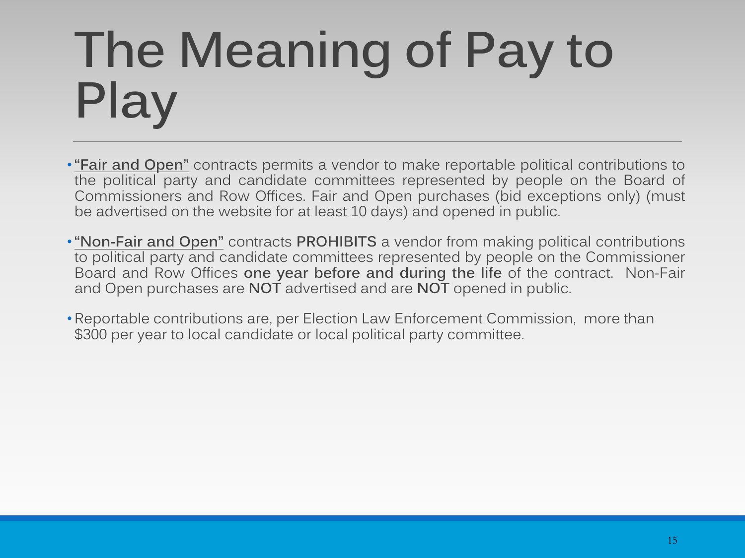# The Meaning of Pay to Play

- **"Fair and Open"** contracts permits a vendor to make reportable political contributions to the political party and candidate committees represented by people on the Board of Commissioners and Row Offices. Fair and Open purchases (bid exceptions only) (must be advertised on the website for at least 10 days) and opened in public.

- **"Non-Fair and Open"** contracts **PROHIBITS** a vendor from making political contributions to political party and candidate committees represented by people on the Commissioner Board and Row Offices **one year before and during the life** of the contract. Non-Fair and Open purchases are **NOT** advertised and are **NOT** opened in public.

- Reportable contributions are, per Election Law Enforcement Commission, more than $300 per year to local candidate or local political party committee.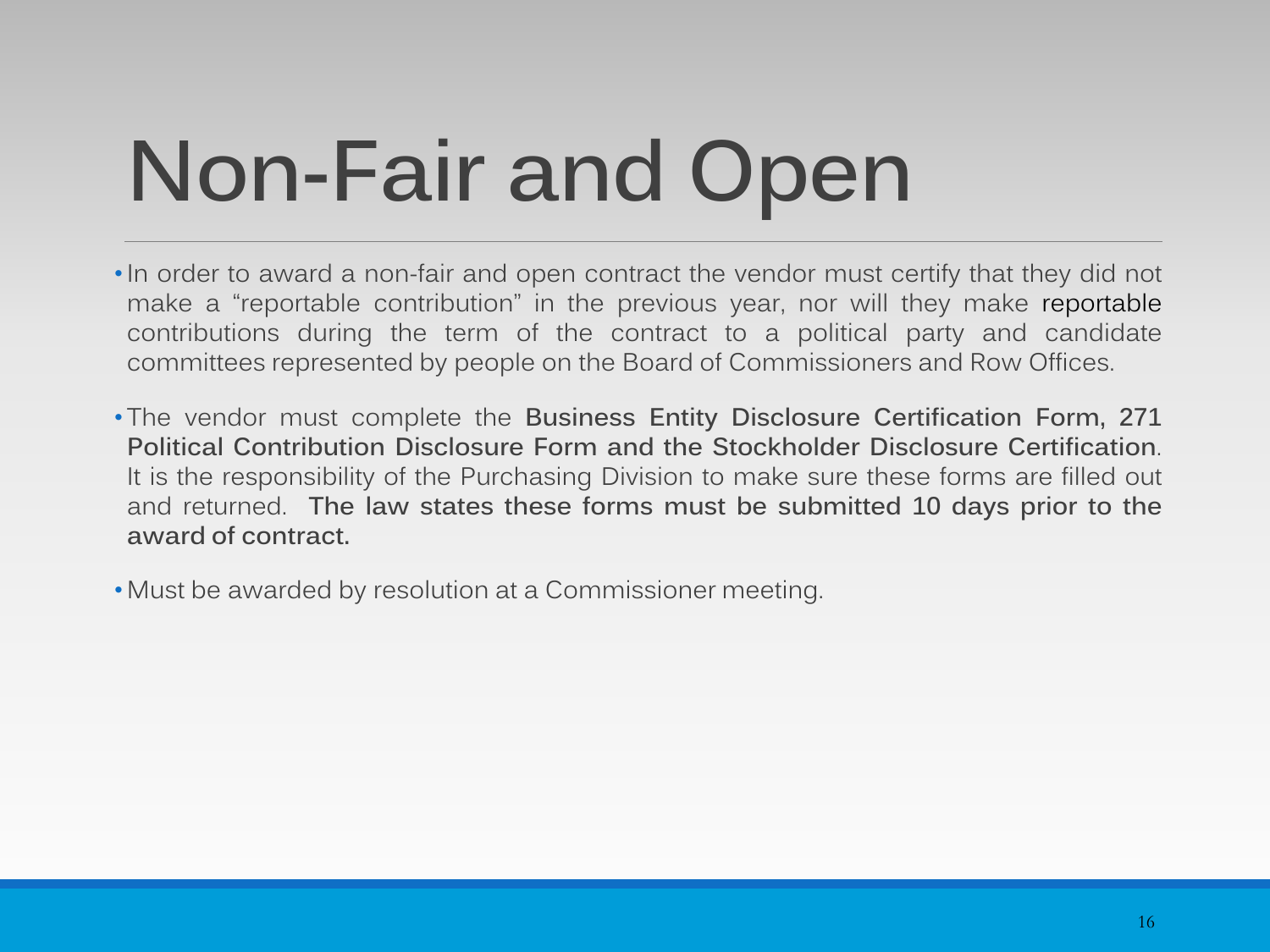# Non-Fair and Open

- In order to award a non-fair and open contract the vendor must certify that they did not make a "reportable contribution" in the previous year, nor will they make reportable contributions during the term of the contract to a political party and candidate committees represented by people on the Board of Commissioners and Row Offices.

- The vendor must complete the **Business Entity Disclosure Certification Form, 271 Political Contribution Disclosure Form and the Stockholder Disclosure Certification**. It is the responsibility of the Purchasing Division to make sure these forms are filled out and returned. **The law states these forms must be submitted 10 days prior to the award of contract.**

- Must be awarded by resolution at a Commissioner meeting.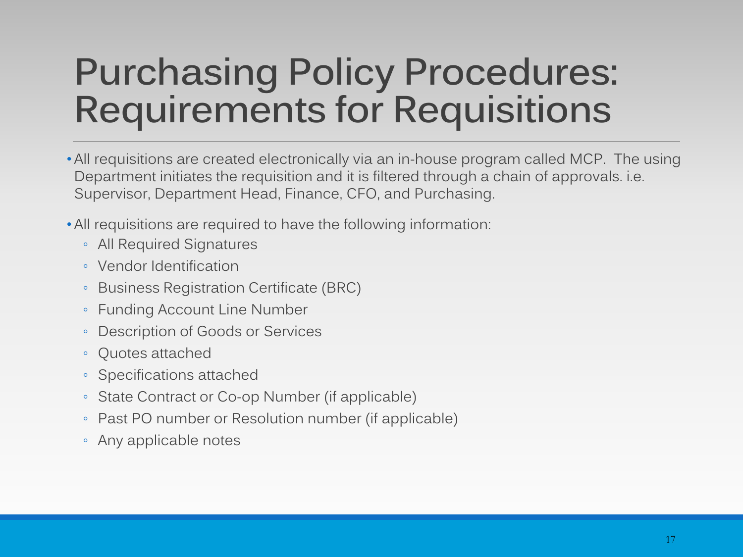# Purchasing Policy Procedures: Requirements for Requisitions

- All requisitions are created electronically via an in-house program called MCP. The using Department initiates the requisition and it is filtered through a chain of approvals. i.e. Supervisor, Department Head, Finance, CFO, and Purchasing.

- All requisitions are required to have the following information:
  - All Required Signatures
  - Vendor Identification
  - Business Registration Certificate (BRC)
  - Funding Account Line Number
  - Description of Goods or Services
  - Quotes attached
  - Specifications attached
  - State Contract or Co-op Number (if applicable)
  - Past PO number or Resolution number (if applicable)
  - Any applicable notes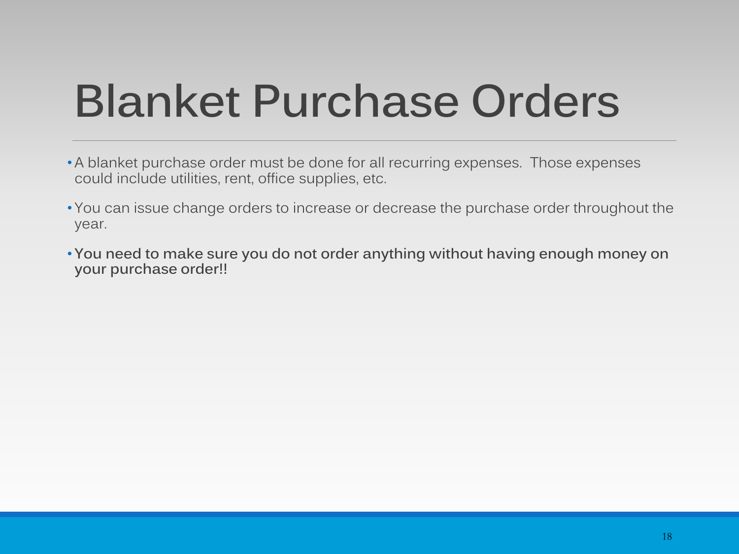# Blanket Purchase Orders

- A blanket purchase order must be done for all recurring expenses. Those expenses could include utilities, rent, office supplies, etc.
- You can issue change orders to increase or decrease the purchase order throughout the year.
- **You need to make sure you do not order anything without having enough money on your purchase order!!**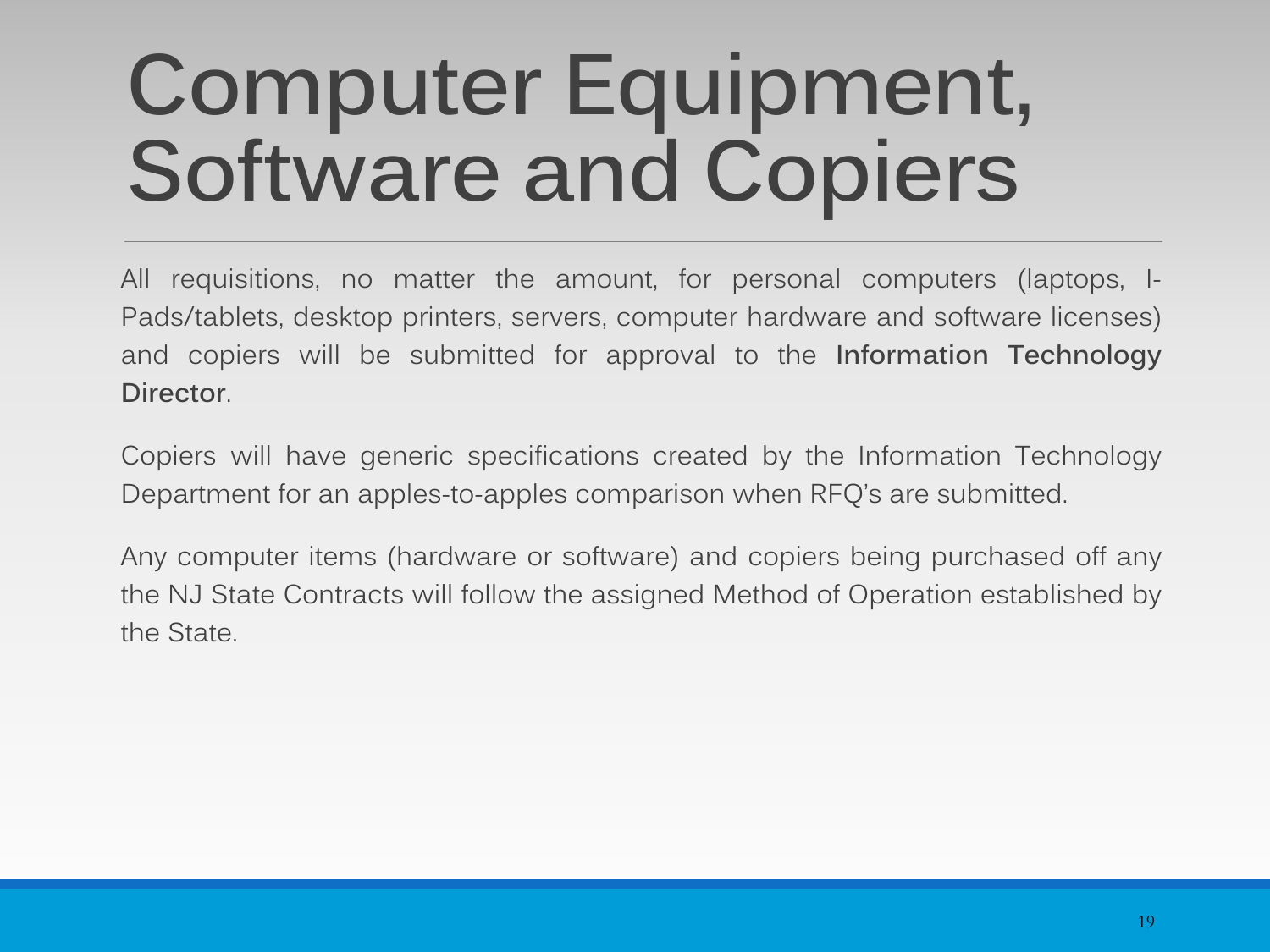# Computer Equipment, Software and Copiers

All requisitions, no matter the amount, for personal computers (laptops, I-Pads/tablets, desktop printers, servers, computer hardware and software licenses) and copiers will be submitted for approval to the **Information Technology Director**.

Copiers will have generic specifications created by the Information Technology Department for an apples-to-apples comparison when RFQ's are submitted.

Any computer items (hardware or software) and copiers being purchased off any the NJ State Contracts will follow the assigned Method of Operation established by the State.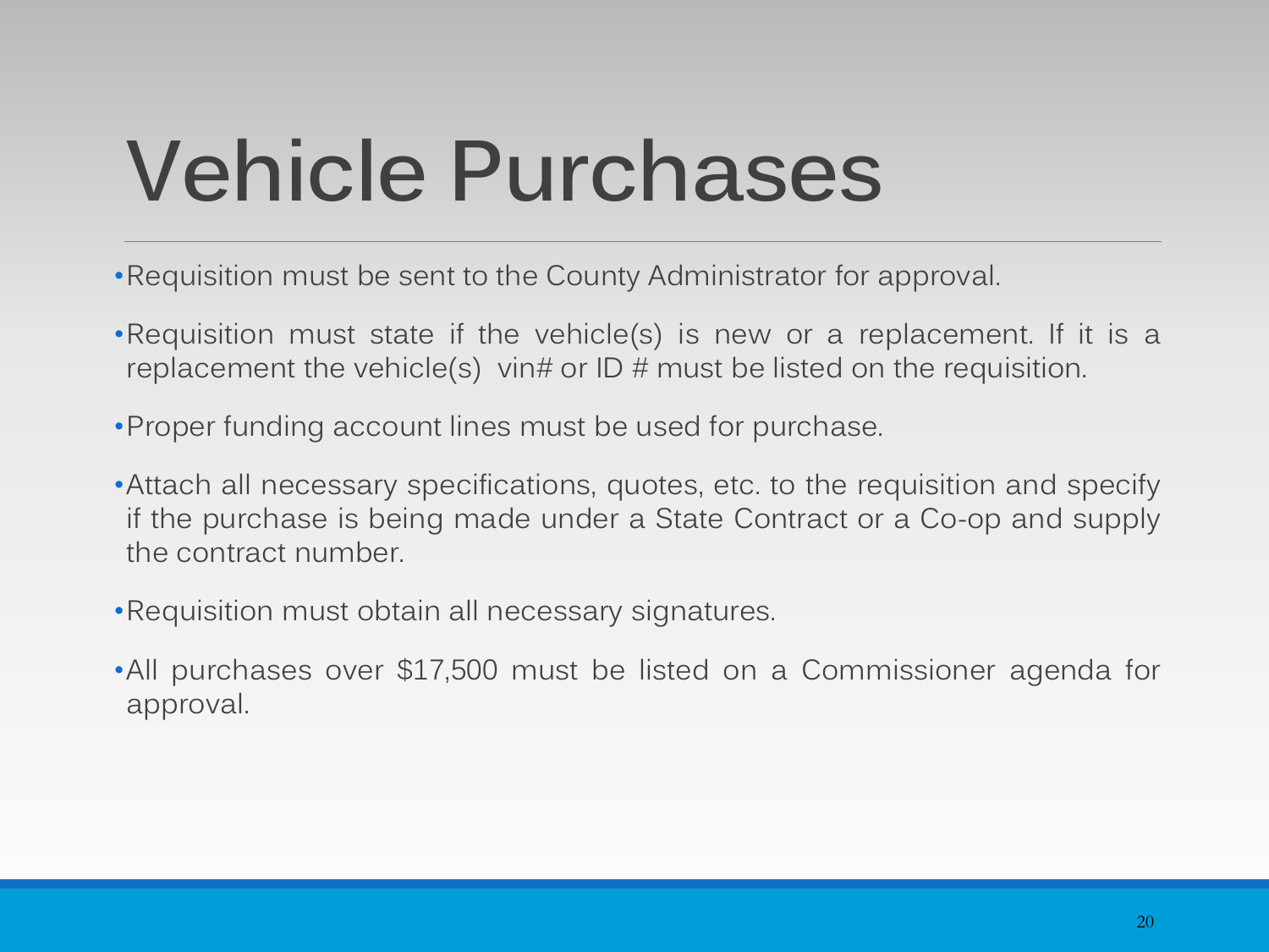# Vehicle Purchases

- Requisition must be sent to the County Administrator for approval.
- Requisition must state if the vehicle(s) is new or a replacement. If it is a replacement the vehicle(s) vin# or ID # must be listed on the requisition.
- Proper funding account lines must be used for purchase.
- Attach all necessary specifications, quotes, etc. to the requisition and specify if the purchase is being made under a State Contract or a Co-op and supply the contract number.
- Requisition must obtain all necessary signatures.
- All purchases over $17,500 must be listed on a Commissioner agenda for approval.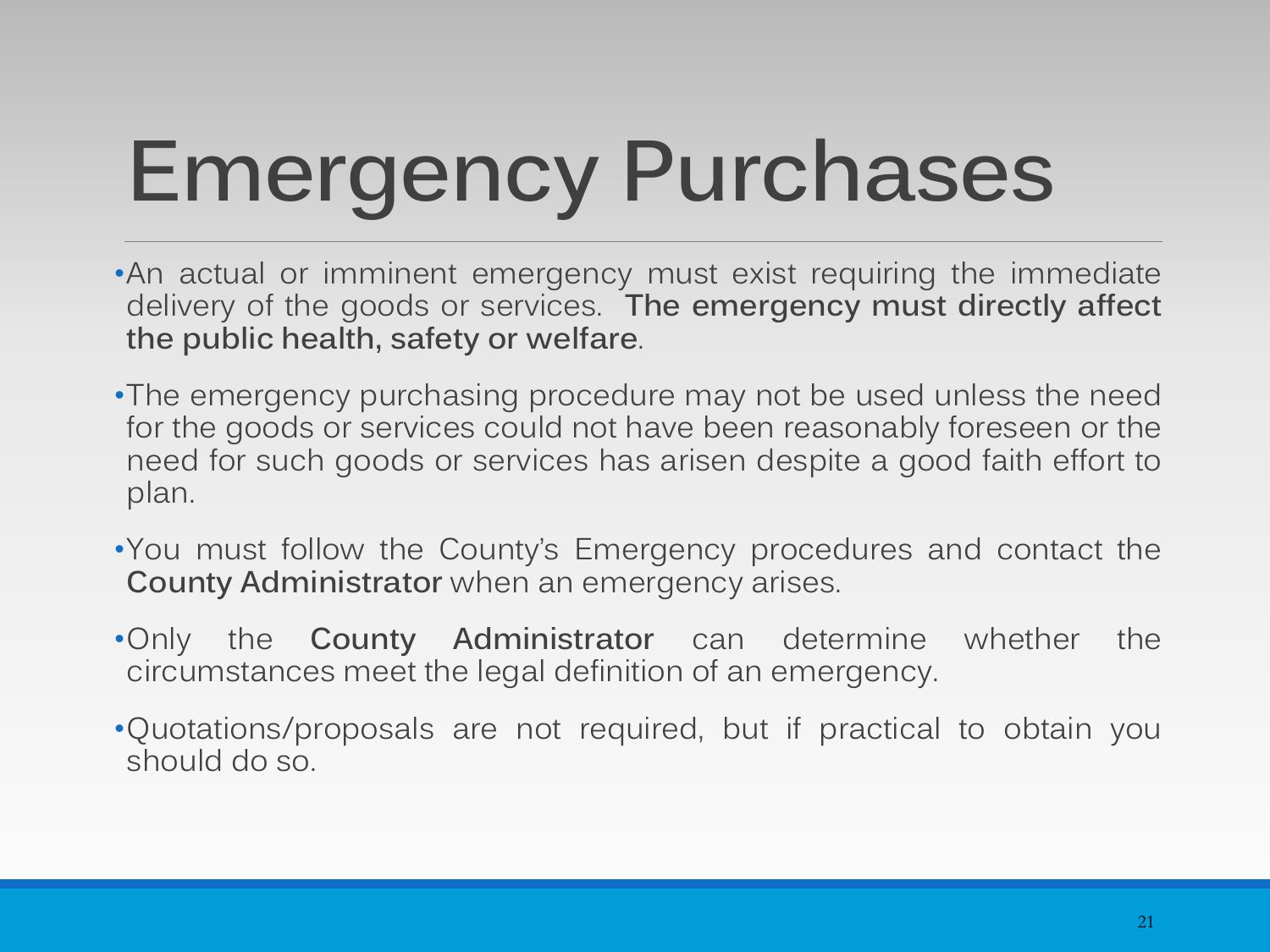# Emergency Purchases

- An actual or imminent emergency must exist requiring the immediate delivery of the goods or services. **The emergency must directly affect the public health, safety or welfare**.
- The emergency purchasing procedure may not be used unless the need for the goods or services could not have been reasonably foreseen or the need for such goods or services has arisen despite a good faith effort to plan.
- You must follow the County's Emergency procedures and contact the **County Administrator** when an emergency arises.
- Only the **County Administrator** can determine whether the circumstances meet the legal definition of an emergency.
- Quotations/proposals are not required, but if practical to obtain you should do so.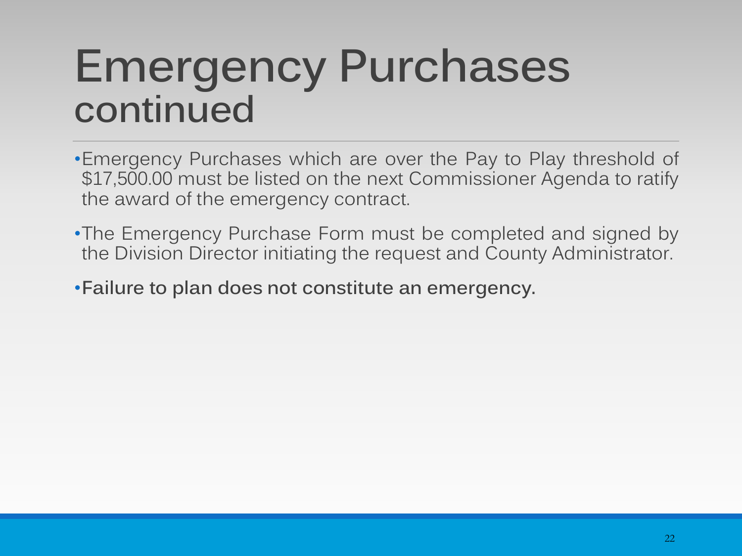# Emergency Purchases continued

- Emergency Purchases which are over the Pay to Play threshold of $17,500.00 must be listed on the next Commissioner Agenda to ratify the award of the emergency contract.
- The Emergency Purchase Form must be completed and signed by the Division Director initiating the request and County Administrator.
- **Failure to plan does not constitute an emergency.**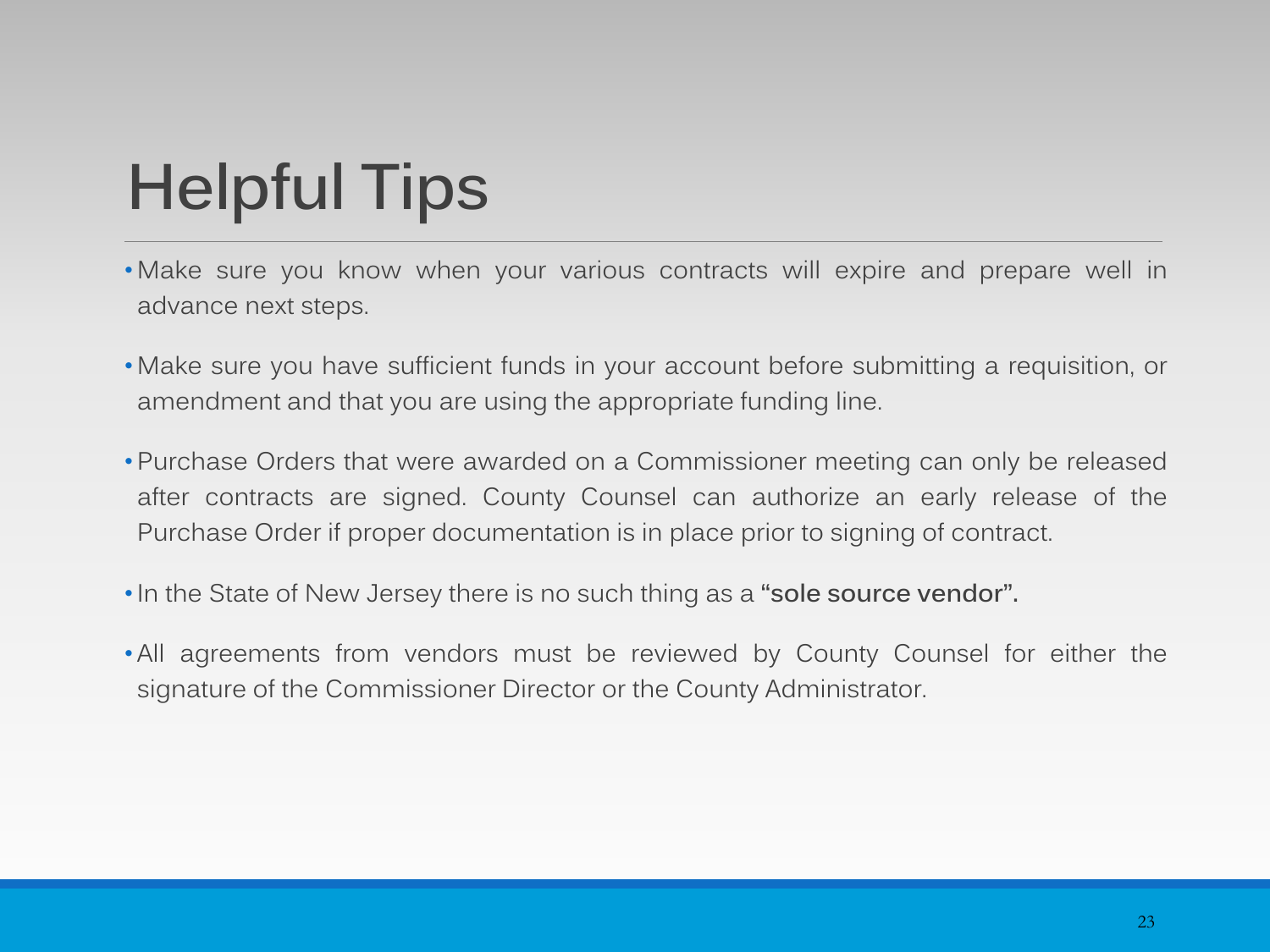# Helpful Tips

- Make sure you know when your various contracts will expire and prepare well in advance next steps.
- Make sure you have sufficient funds in your account before submitting a requisition, or amendment and that you are using the appropriate funding line.
- Purchase Orders that were awarded on a Commissioner meeting can only be released after contracts are signed. County Counsel can authorize an early release of the Purchase Order if proper documentation is in place prior to signing of contract.
- In the State of New Jersey there is no such thing as a **"sole source vendor".**
- All agreements from vendors must be reviewed by County Counsel for either the signature of the Commissioner Director or the County Administrator.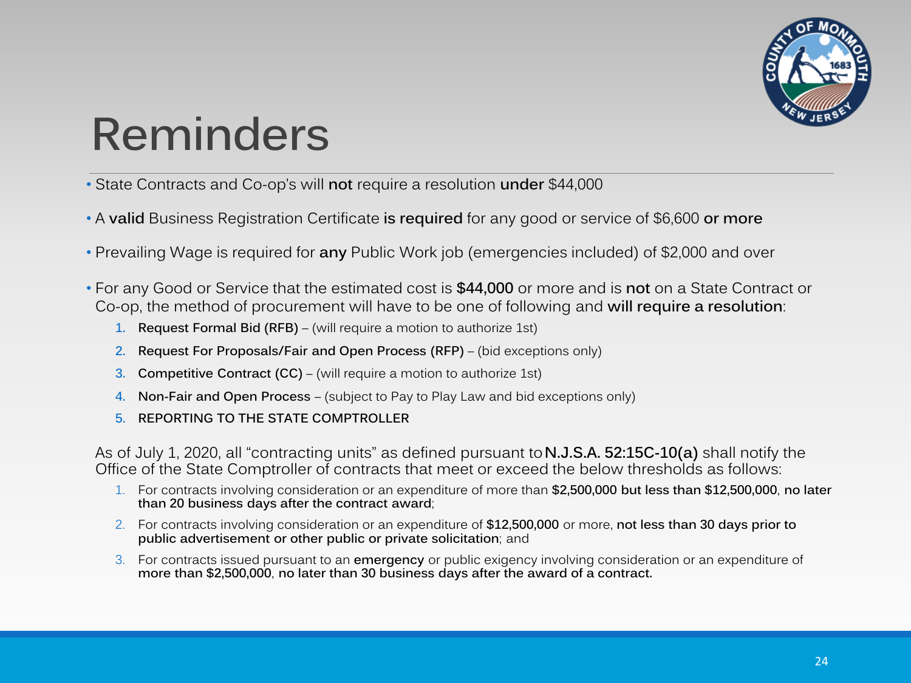# Reminders

- State Contracts and Co-op's will **not** require a resolution **under** $44,000
- A **valid** Business Registration Certificate **is required** for any good or service of $6,600 **or more**
- Prevailing Wage is required for **any** Public Work job (emergencies included) of $2,000 and over
- For any Good or Service that the estimated cost is **$44,000** or more and is **not** on a State Contract or Co-op, the method of procurement will have to be one of following and **will require a resolution**:
  1. **Request Formal Bid (RFB)** – (will require a motion to authorize 1st)
  2. **Request For Proposals/Fair and Open Process (RFP)** – (bid exceptions only)
  3. **Competitive Contract (CC)** – (will require a motion to authorize 1st)
  4. **Non-Fair and Open Process** – (subject to Pay to Play Law and bid exceptions only)
  5. **REPORTING TO THE STATE COMPTROLLER**

  As of July 1, 2020, all "contracting units" as defined pursuant to **N.J.S.A. 52:15C-10(a)** shall notify the Office of the State Comptroller of contracts that meet or exceed the below thresholds as follows:

  1. For contracts involving consideration or an expenditure of more than **$2,500,000 but less than $12,500,000**, **no later than 20 business days after the contract award**;
  2. For contracts involving consideration or an expenditure of **$12,500,000** or more, **not less than 30 days prior to public advertisement or other public or private solicitation**; and
  3. For contracts issued pursuant to an **emergency** or public exigency involving consideration or an expenditure of **more than $2,500,000**, **no later than 30 business days after the award of a contract.**